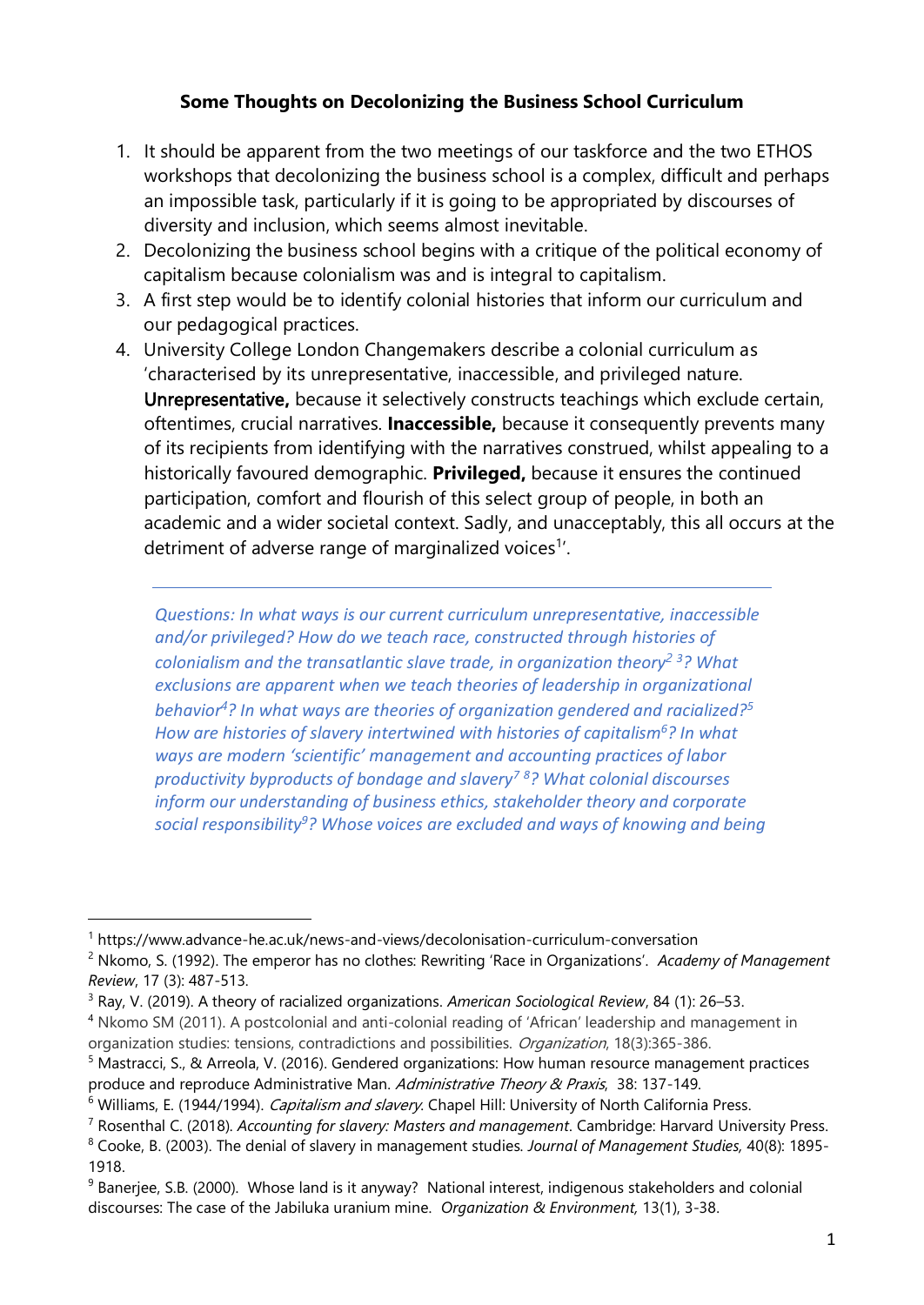**Some Thoughts on Decolonizing the Business School Curriculum**

1. It should be apparent from the two meetings of our taskforce and the two ETHOS workshops that decolonizing the business school is a complex, difficult and perhaps an impossible task, particularly if it is going to be appropriated by discourses of diversity and inclusion, which seems almost inevitable.
2. Decolonizing the business school begins with a critique of the political economy of capitalism because colonialism was and is integral to capitalism.
3. A first step would be to identify colonial histories that inform our curriculum and our pedagogical practices.
4. University College London Changemakers describe a colonial curriculum as 'characterised by its unrepresentative, inaccessible, and privileged nature. **Unrepresentative,** because it selectively constructs teachings which exclude certain, oftentimes, crucial narratives. **Inaccessible,** because it consequently prevents many of its recipients from identifying with the narratives construed, whilst appealing to a historically favoured demographic. **Privileged,** because it ensures the continued participation, comfort and flourish of this select group of people, in both an academic and a wider societal context. Sadly, and unacceptably, this all occurs at the detriment of adverse range of marginalized voices[1]'.

---

*Questions: In what ways is our current curriculum unrepresentative, inaccessible and/or privileged? How do we teach race, constructed through histories of colonialism and the transatlantic slave trade, in organization theory[2] [3]? What exclusions are apparent when we teach theories of leadership in organizational behavior[4]? In what ways are theories of organization gendered and racialized?[5] How are histories of slavery intertwined with histories of capitalism[6]? In what ways are modern 'scientific' management and accounting practices of labor productivity byproducts of bondage and slavery[7] [8]? What colonial discourses inform our understanding of business ethics, stakeholder theory and corporate social responsibility[9]? Whose voices are excluded and ways of knowing and being*

---

[1] https://www.advance-he.ac.uk/news-and-views/decolonisation-curriculum-conversation

[2] Nkomo, S. (1992). The emperor has no clothes: Rewriting 'Race in Organizations'. *Academy of Management Review*, 17 (3): 487-513.

[3] Ray, V. (2019). A theory of racialized organizations. *American Sociological Review*, 84 (1): 26–53.

[4] Nkomo SM (2011). A postcolonial and anti-colonial reading of 'African' leadership and management in organization studies: tensions, contradictions and possibilities. *Organization*, 18(3):365-386.

[5] Mastracci, S., & Arreola, V. (2016). Gendered organizations: How human resource management practices produce and reproduce Administrative Man. *Administrative Theory & Praxis*, 38: 137-149.

[6] Williams, E. (1944/1994). *Capitalism and slavery.* Chapel Hill: University of North California Press.

[7] Rosenthal C. (2018). *Accounting for slavery: Masters and management*. Cambridge: Harvard University Press.

[8] Cooke, B. (2003). The denial of slavery in management studies. *Journal of Management Studies,* 40(8): 1895-1918.

[9] Banerjee, S.B. (2000). Whose land is it anyway? National interest, indigenous stakeholders and colonial discourses: The case of the Jabiluka uranium mine. *Organization & Environment,* 13(1), 3-38.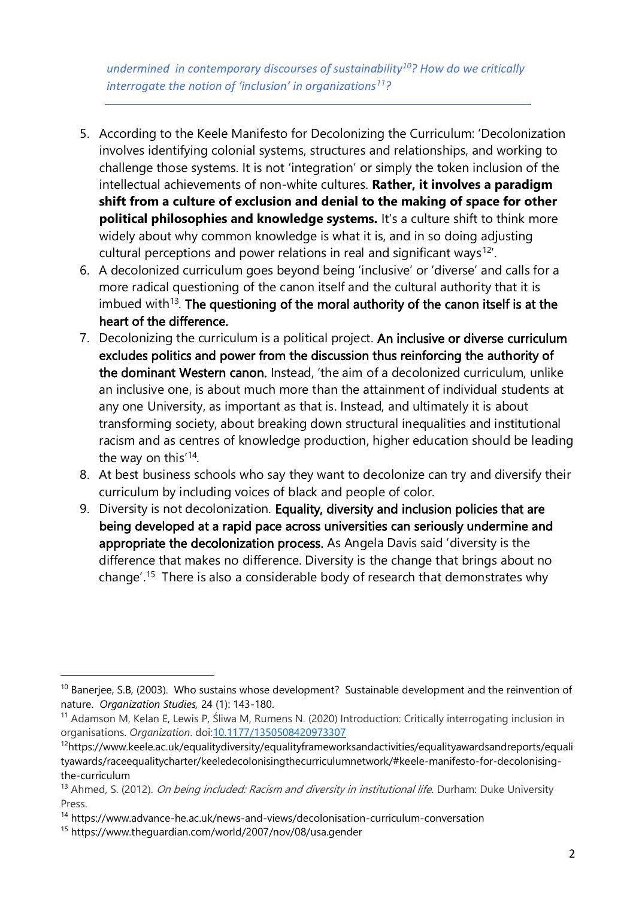*undermined in contemporary discourses of sustainability[10]? How do we critically interrogate the notion of 'inclusion' in organizations[11]?*

---

5. According to the Keele Manifesto for Decolonizing the Curriculum: 'Decolonization involves identifying colonial systems, structures and relationships, and working to challenge those systems. It is not 'integration' or simply the token inclusion of the intellectual achievements of non-white cultures. **Rather, it involves a paradigm shift from a culture of exclusion and denial to the making of space for other political philosophies and knowledge systems.** It's a culture shift to think more widely about why common knowledge is what it is, and in so doing adjusting cultural perceptions and power relations in real and significant ways[12]'.
6. A decolonized curriculum goes beyond being 'inclusive' or 'diverse' and calls for a more radical questioning of the canon itself and the cultural authority that it is imbued with[13]. **The questioning of the moral authority of the canon itself is at the heart of the difference.**
7. Decolonizing the curriculum is a political project. **An inclusive or diverse curriculum excludes politics and power from the discussion thus reinforcing the authority of the dominant Western canon.** Instead, 'the aim of a decolonized curriculum, unlike an inclusive one, is about much more than the attainment of individual students at any one University, as important as that is. Instead, and ultimately it is about transforming society, about breaking down structural inequalities and institutional racism and as centres of knowledge production, higher education should be leading the way on this'[14].
8. At best business schools who say they want to decolonize can try and diversify their curriculum by including voices of black and people of color.
9. Diversity is not decolonization. **Equality, diversity and inclusion policies that are being developed at a rapid pace across universities can seriously undermine and appropriate the decolonization process.** As Angela Davis said 'diversity is the difference that makes no difference. Diversity is the change that brings about no change'.[15] There is also a considerable body of research that demonstrates why

---

[10] Banerjee, S.B, (2003). Who sustains whose development? Sustainable development and the reinvention of nature. *Organization Studies,* 24 (1): 143-180.

[11] Adamson M, Kelan E, Lewis P, Śliwa M, Rumens N. (2020) Introduction: Critically interrogating inclusion in organisations. *Organization*. doi:10.1177/1350508420973307

[12] https://www.keele.ac.uk/equalitydiversity/equalityframeworksandactivities/equalityawardsandreports/equalityawards/raceequalitycharter/keeledecolonisingthecurriculumnetwork/#keele-manifesto-for-decolonising-the-curriculum

[13] Ahmed, S. (2012). *On being included: Racism and diversity in institutional life*. Durham: Duke University Press.

[14] https://www.advance-he.ac.uk/news-and-views/decolonisation-curriculum-conversation

[15] https://www.theguardian.com/world/2007/nov/08/usa.gender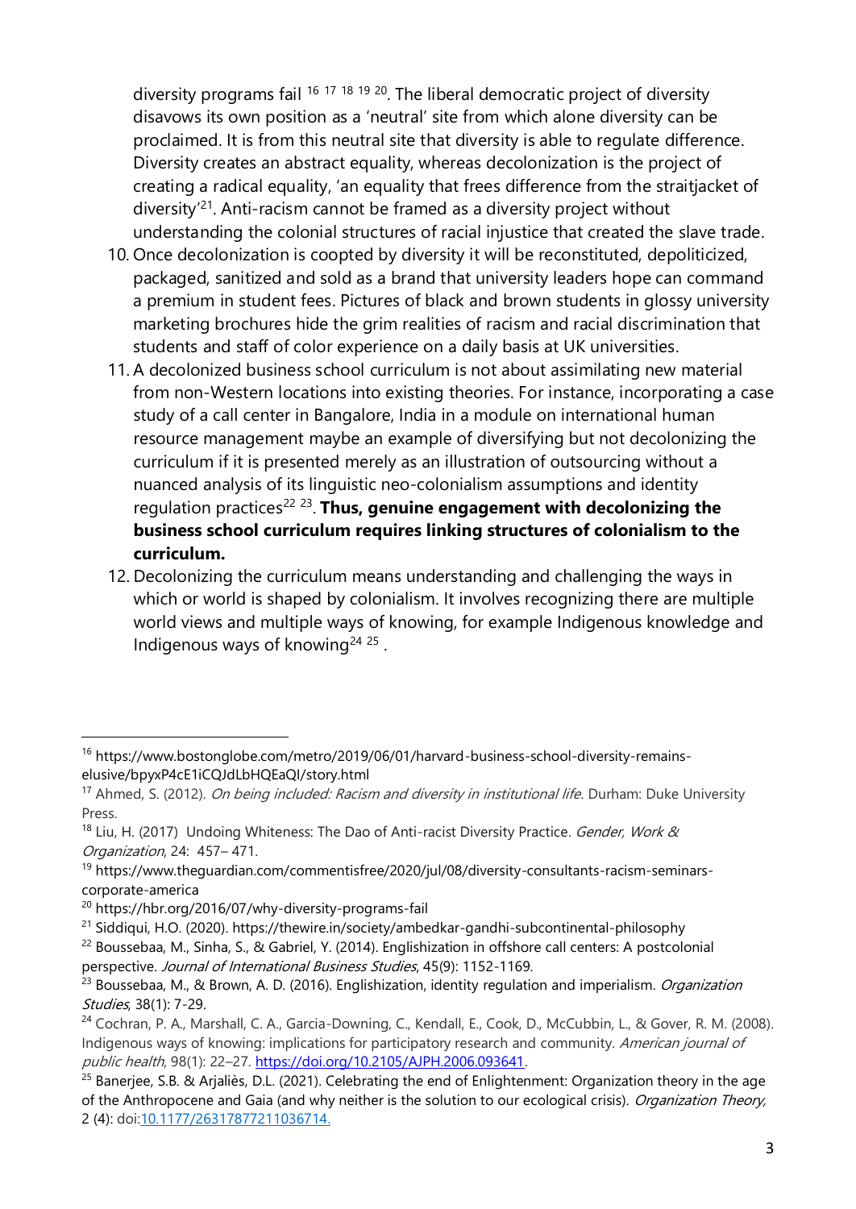diversity programs fail [16] [17] [18] [19] [20]. The liberal democratic project of diversity disavows its own position as a 'neutral' site from which alone diversity can be proclaimed. It is from this neutral site that diversity is able to regulate difference. Diversity creates an abstract equality, whereas decolonization is the project of creating a radical equality, 'an equality that frees difference from the straitjacket of diversity'[21]. Anti-racism cannot be framed as a diversity project without understanding the colonial structures of racial injustice that created the slave trade.

10. Once decolonization is coopted by diversity it will be reconstituted, depoliticized, packaged, sanitized and sold as a brand that university leaders hope can command a premium in student fees. Pictures of black and brown students in glossy university marketing brochures hide the grim realities of racism and racial discrimination that students and staff of color experience on a daily basis at UK universities.
11. A decolonized business school curriculum is not about assimilating new material from non-Western locations into existing theories. For instance, incorporating a case study of a call center in Bangalore, India in a module on international human resource management maybe an example of diversifying but not decolonizing the curriculum if it is presented merely as an illustration of outsourcing without a nuanced analysis of its linguistic neo-colonialism assumptions and identity regulation practices[22] [23]. **Thus, genuine engagement with decolonizing the business school curriculum requires linking structures of colonialism to the curriculum.**
12. Decolonizing the curriculum means understanding and challenging the ways in which or world is shaped by colonialism. It involves recognizing there are multiple world views and multiple ways of knowing, for example Indigenous knowledge and Indigenous ways of knowing[24] [25] .

---

[16] https://www.bostonglobe.com/metro/2019/06/01/harvard-business-school-diversity-remains-elusive/bpyxP4cE1iCQJdLbHQEaQI/story.html

[17] Ahmed, S. (2012). *On being included: Racism and diversity in institutional life*. Durham: Duke University Press.

[18] Liu, H. (2017) Undoing Whiteness: The Dao of Anti-racist Diversity Practice. *Gender, Work & Organization*, 24: 457– 471.

[19] https://www.theguardian.com/commentisfree/2020/jul/08/diversity-consultants-racism-seminars-corporate-america

[20] https://hbr.org/2016/07/why-diversity-programs-fail

[21] Siddiqui, H.O. (2020). https://thewire.in/society/ambedkar-gandhi-subcontinental-philosophy

[22] Boussebaa, M., Sinha, S., & Gabriel, Y. (2014). Englishization in offshore call centers: A postcolonial perspective. *Journal of International Business Studies*, 45(9): 1152-1169.

[23] Boussebaa, M., & Brown, A. D. (2016). Englishization, identity regulation and imperialism. *Organization Studies*, 38(1): 7-29.

[24] Cochran, P. A., Marshall, C. A., Garcia-Downing, C., Kendall, E., Cook, D., McCubbin, L., & Gover, R. M. (2008). Indigenous ways of knowing: implications for participatory research and community. *American journal of public health*, 98(1): 22–27. https://doi.org/10.2105/AJPH.2006.093641.

[25] Banerjee, S.B. & Arjaliès, D.L. (2021). Celebrating the end of Enlightenment: Organization theory in the age of the Anthropocene and Gaia (and why neither is the solution to our ecological crisis). *Organization Theory,* 2 (4): doi:10.1177/26317877211036714.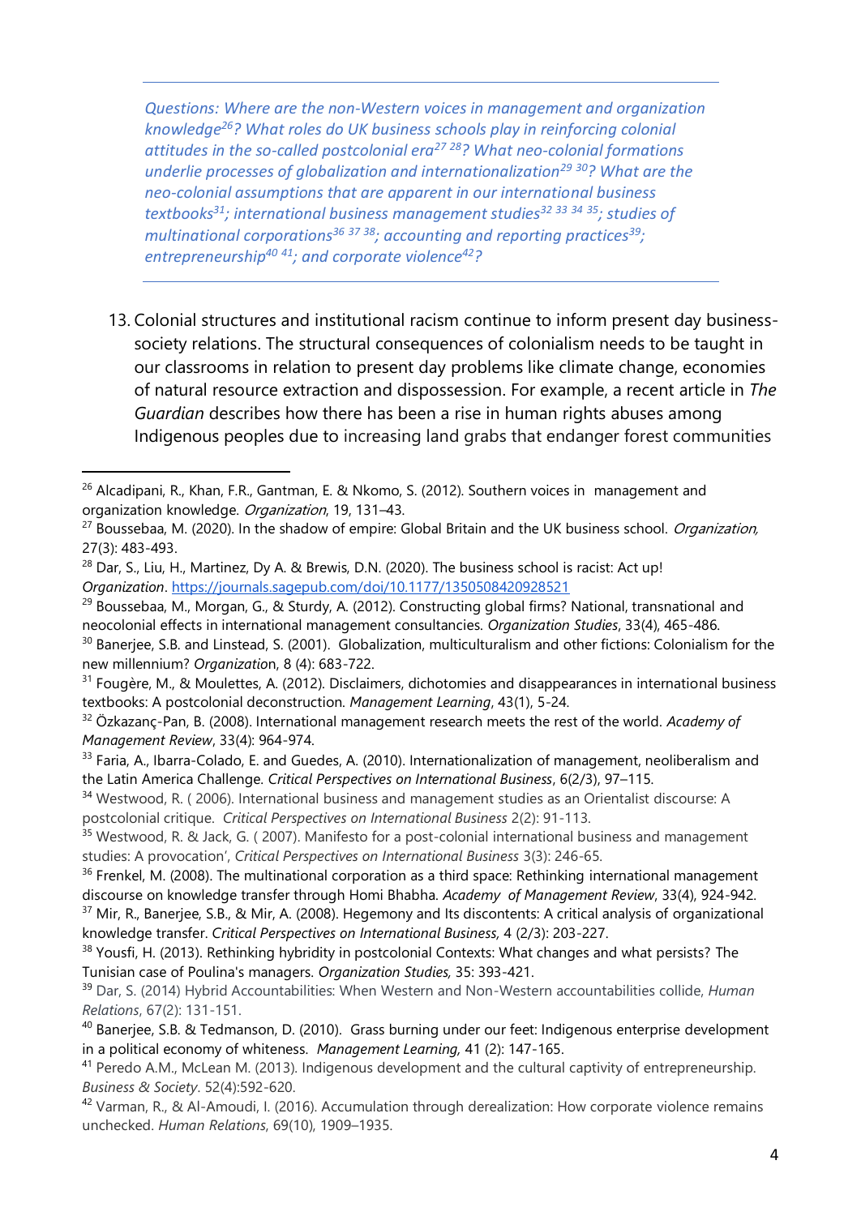---

*Questions: Where are the non-Western voices in management and organization knowledge[26]? What roles do UK business schools play in reinforcing colonial attitudes in the so-called postcolonial era[27] [28]? What neo-colonial formations underlie processes of globalization and internationalization[29] [30]? What are the neo-colonial assumptions that are apparent in our international business textbooks[31]; international business management studies[32] [33] [34] [35]; studies of multinational corporations[36] [37] [38]; accounting and reporting practices[39]; entrepreneurship[40] [41]; and corporate violence[42]?*

---

13. Colonial structures and institutional racism continue to inform present day business-society relations. The structural consequences of colonialism needs to be taught in our classrooms in relation to present day problems like climate change, economies of natural resource extraction and dispossession. For example, a recent article in *The Guardian* describes how there has been a rise in human rights abuses among Indigenous peoples due to increasing land grabs that endanger forest communities

---

[26] Alcadipani, R., Khan, F.R., Gantman, E. & Nkomo, S. (2012). Southern voices in management and organization knowledge. *Organization*, 19, 131–43.

[27] Boussebaa, M. (2020). In the shadow of empire: Global Britain and the UK business school. *Organization*, 27(3): 483-493.

[28] Dar, S., Liu, H., Martinez, Dy A. & Brewis, D.N. (2020). The business school is racist: Act up! *Organization*. https://journals.sagepub.com/doi/10.1177/1350508420928521

[29] Boussebaa, M., Morgan, G., & Sturdy, A. (2012). Constructing global firms? National, transnational and neocolonial effects in international management consultancies. *Organization Studies*, 33(4), 465-486.

[30] Banerjee, S.B. and Linstead, S. (2001). Globalization, multiculturalism and other fictions: Colonialism for the new millennium? *Organization*, 8 (4): 683-722.

[31] Fougère, M., & Moulettes, A. (2012). Disclaimers, dichotomies and disappearances in international business textbooks: A postcolonial deconstruction. *Management Learning*, 43(1), 5-24.

[32] Özkazanç-Pan, B. (2008). International management research meets the rest of the world. *Academy of Management Review*, 33(4): 964-974.

[33] Faria, A., Ibarra-Colado, E. and Guedes, A. (2010). Internationalization of management, neoliberalism and the Latin America Challenge. *Critical Perspectives on International Business*, 6(2/3), 97–115.

[34] Westwood, R. ( 2006). International business and management studies as an Orientalist discourse: A postcolonial critique. *Critical Perspectives on International Business* 2(2): 91-113.

[35] Westwood, R. & Jack, G. ( 2007). Manifesto for a post-colonial international business and management studies: A provocation', *Critical Perspectives on International Business* 3(3): 246-65.

[36] Frenkel, M. (2008). The multinational corporation as a third space: Rethinking international management discourse on knowledge transfer through Homi Bhabha. *Academy of Management Review*, 33(4), 924-942.

[37] Mir, R., Banerjee, S.B., & Mir, A. (2008). Hegemony and Its discontents: A critical analysis of organizational knowledge transfer. *Critical Perspectives on International Business*, 4 (2/3): 203-227.

[38] Yousfi, H. (2013). Rethinking hybridity in postcolonial Contexts: What changes and what persists? The Tunisian case of Poulina's managers. *Organization Studies*, 35: 393-421.

[39] Dar, S. (2014) Hybrid Accountabilities: When Western and Non-Western accountabilities collide, *Human Relations*, 67(2): 131-151.

[40] Banerjee, S.B. & Tedmanson, D. (2010). Grass burning under our feet: Indigenous enterprise development in a political economy of whiteness. *Management Learning*, 41 (2): 147-165.

[41] Peredo A.M., McLean M. (2013). Indigenous development and the cultural captivity of entrepreneurship. *Business & Society*. 52(4):592-620.

[42] Varman, R., & Al-Amoudi, I. (2016). Accumulation through derealization: How corporate violence remains unchecked. *Human Relations*, 69(10), 1909–1935.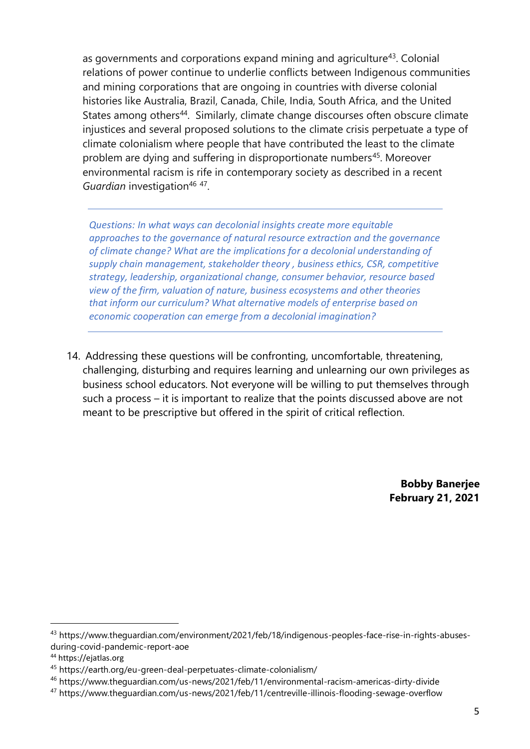as governments and corporations expand mining and agriculture[43]. Colonial relations of power continue to underlie conflicts between Indigenous communities and mining corporations that are ongoing in countries with diverse colonial histories like Australia, Brazil, Canada, Chile, India, South Africa, and the United States among others[44]. Similarly, climate change discourses often obscure climate injustices and several proposed solutions to the climate crisis perpetuate a type of climate colonialism where people that have contributed the least to the climate problem are dying and suffering in disproportionate numbers[45]. Moreover environmental racism is rife in contemporary society as described in a recent *Guardian* investigation[46] [47].

---

*Questions: In what ways can decolonial insights create more equitable approaches to the governance of natural resource extraction and the governance of climate change? What are the implications for a decolonial understanding of supply chain management, stakeholder theory , business ethics, CSR, competitive strategy, leadership, organizational change, consumer behavior, resource based view of the firm, valuation of nature, business ecosystems and other theories that inform our curriculum? What alternative models of enterprise based on economic cooperation can emerge from a decolonial imagination?*

---

14. Addressing these questions will be confronting, uncomfortable, threatening, challenging, disturbing and requires learning and unlearning our own privileges as business school educators. Not everyone will be willing to put themselves through such a process – it is important to realize that the points discussed above are not meant to be prescriptive but offered in the spirit of critical reflection.

**Bobby Banerjee**
**February 21, 2021**

---

[43] https://www.theguardian.com/environment/2021/feb/18/indigenous-peoples-face-rise-in-rights-abuses-during-covid-pandemic-report-aoe

[44] https://ejatlas.org

[45] https://earth.org/eu-green-deal-perpetuates-climate-colonialism/

[46] https://www.theguardian.com/us-news/2021/feb/11/environmental-racism-americas-dirty-divide

[47] https://www.theguardian.com/us-news/2021/feb/11/centreville-illinois-flooding-sewage-overflow